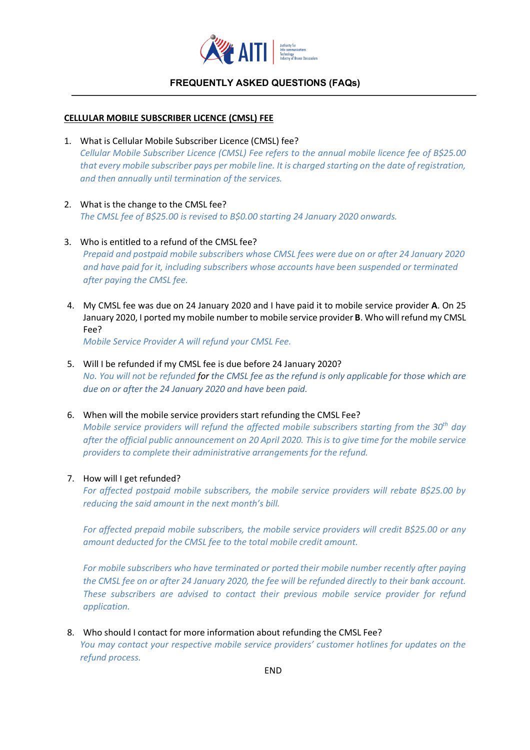# FREQUENTLY ASKED QUESTIONS (FAQs)

## CELLULAR MOBILE SUBSCRIBER LICENCE (CMSL) FEE

1. What is Cellular Mobile Subscriber Licence (CMSL) fee?
   *Cellular Mobile Subscriber Licence (CMSL) Fee refers to the annual mobile licence fee of B$25.00 that every mobile subscriber pays per mobile line. It is charged starting on the date of registration, and then annually until termination of the services.*

2. What is the change to the CMSL fee?
   *The CMSL fee of B$25.00 is revised to B$0.00 starting 24 January 2020 onwards.*

3. Who is entitled to a refund of the CMSL fee?
   *Prepaid and postpaid mobile subscribers whose CMSL fees were due on or after 24 January 2020 and have paid for it, including subscribers whose accounts have been suspended or terminated after paying the CMSL fee.*

4. My CMSL fee was due on 24 January 2020 and I have paid it to mobile service provider **A**. On 25 January 2020, I ported my mobile number to mobile service provider **B**. Who will refund my CMSL Fee?
   *Mobile Service Provider A will refund your CMSL Fee.*

5. Will I be refunded if my CMSL fee is due before 24 January 2020?
   *No. You will not be refunded for the CMSL fee as the refund is only applicable for those which are due on or after the 24 January 2020 and have been paid.*

6. When will the mobile service providers start refunding the CMSL Fee?
   *Mobile service providers will refund the affected mobile subscribers starting from the 30th day after the official public announcement on 20 April 2020. This is to give time for the mobile service providers to complete their administrative arrangements for the refund.*

7. How will I get refunded?
   *For affected postpaid mobile subscribers, the mobile service providers will rebate B$25.00 by reducing the said amount in the next month's bill.*

   *For affected prepaid mobile subscribers, the mobile service providers will credit B$25.00 or any amount deducted for the CMSL fee to the total mobile credit amount.*

   *For mobile subscribers who have terminated or ported their mobile number recently after paying the CMSL fee on or after 24 January 2020, the fee will be refunded directly to their bank account. These subscribers are advised to contact their previous mobile service provider for refund application.*

8. Who should I contact for more information about refunding the CMSL Fee?
   *You may contact your respective mobile service providers' customer hotlines for updates on the refund process.*

END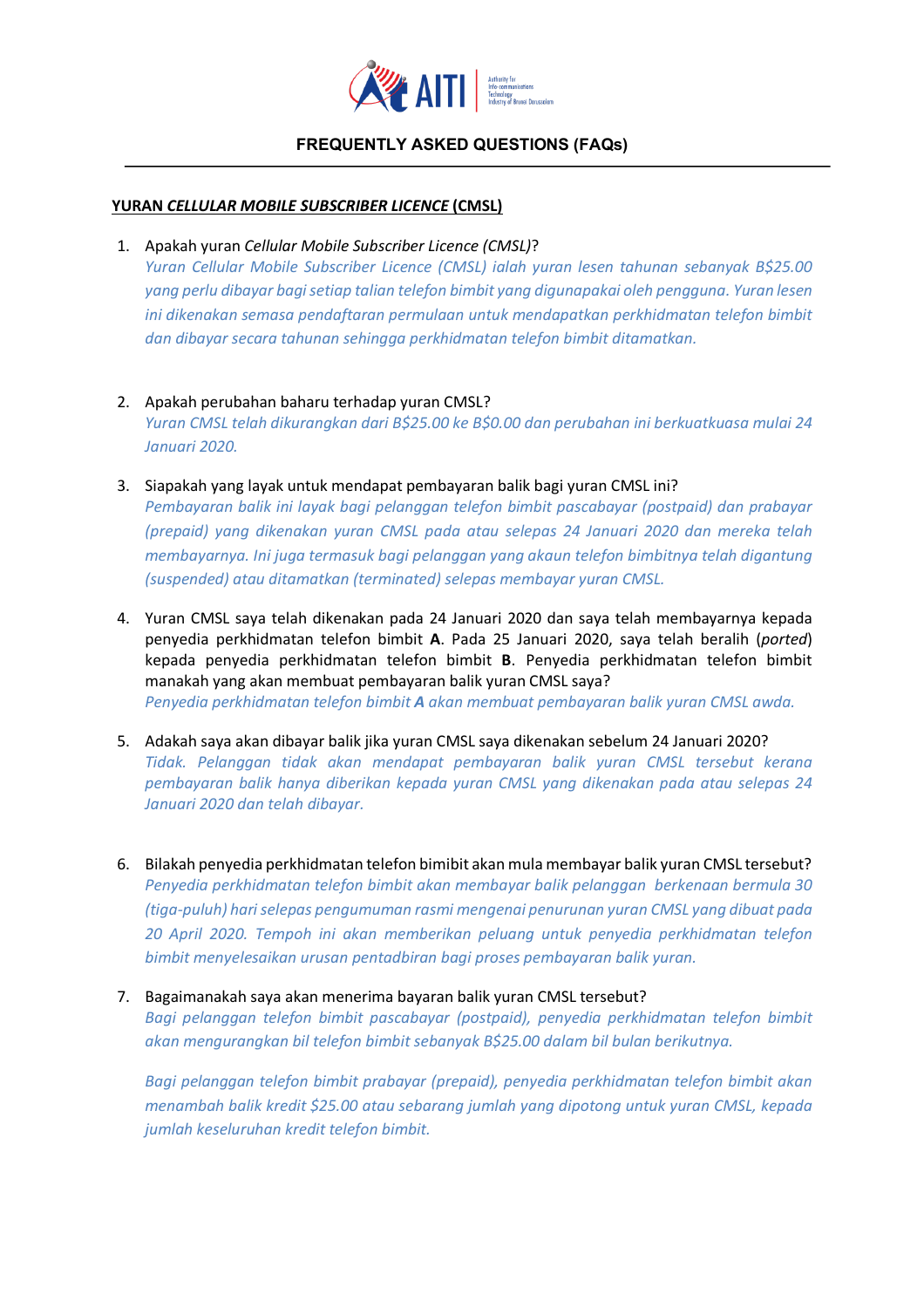## FREQUENTLY ASKED QUESTIONS (FAQs)

**<u>YURAN *CELLULAR MOBILE SUBSCRIBER LICENCE* (CMSL)</u>**

1. Apakah yuran *Cellular Mobile Subscriber Licence (CMSL)*?

   *Yuran Cellular Mobile Subscriber Licence (CMSL) ialah yuran lesen tahunan sebanyak B$25.00 yang perlu dibayar bagi setiap talian telefon bimbit yang digunapakai oleh pengguna. Yuran lesen ini dikenakan semasa pendaftaran permulaan untuk mendapatkan perkhidmatan telefon bimbit dan dibayar secara tahunan sehingga perkhidmatan telefon bimbit ditamatkan.*

2. Apakah perubahan baharu terhadap yuran CMSL?

   *Yuran CMSL telah dikurangkan dari B$25.00 ke B$0.00 dan perubahan ini berkuatkuasa mulai 24 Januari 2020.*

3. Siapakah yang layak untuk mendapat pembayaran balik bagi yuran CMSL ini?

   *Pembayaran balik ini layak bagi pelanggan telefon bimbit pascabayar (postpaid) dan prabayar (prepaid) yang dikenakan yuran CMSL pada atau selepas 24 Januari 2020 dan mereka telah membayarnya. Ini juga termasuk bagi pelanggan yang akaun telefon bimbitnya telah digantung (suspended) atau ditamatkan (terminated) selepas membayar yuran CMSL.*

4. Yuran CMSL saya telah dikenakan pada 24 Januari 2020 dan saya telah membayarnya kepada penyedia perkhidmatan telefon bimbit **A**. Pada 25 Januari 2020, saya telah beralih (*ported*) kepada penyedia perkhidmatan telefon bimbit **B**. Penyedia perkhidmatan telefon bimbit manakah yang akan membuat pembayaran balik yuran CMSL saya?

   *Penyedia perkhidmatan telefon bimbit **A** akan membuat pembayaran balik yuran CMSL awda.*

5. Adakah saya akan dibayar balik jika yuran CMSL saya dikenakan sebelum 24 Januari 2020?

   *Tidak. Pelanggan tidak akan mendapat pembayaran balik yuran CMSL tersebut kerana pembayaran balik hanya diberikan kepada yuran CMSL yang dikenakan pada atau selepas 24 Januari 2020 dan telah dibayar.*

6. Bilakah penyedia perkhidmatan telefon bimibit akan mula membayar balik yuran CMSL tersebut?

   *Penyedia perkhidmatan telefon bimbit akan membayar balik pelanggan berkenaan bermula 30 (tiga-puluh) hari selepas pengumuman rasmi mengenai penurunan yuran CMSL yang dibuat pada 20 April 2020. Tempoh ini akan memberikan peluang untuk penyedia perkhidmatan telefon bimbit menyelesaikan urusan pentadbiran bagi proses pembayaran balik yuran.*

7. Bagaimanakah saya akan menerima bayaran balik yuran CMSL tersebut?

   *Bagi pelanggan telefon bimbit pascabayar (postpaid), penyedia perkhidmatan telefon bimbit akan mengurangkan bil telefon bimbit sebanyak B$25.00 dalam bil bulan berikutnya.*

   *Bagi pelanggan telefon bimbit prabayar (prepaid), penyedia perkhidmatan telefon bimbit akan menambah balik kredit $25.00 atau sebarang jumlah yang dipotong untuk yuran CMSL, kepada jumlah keseluruhan kredit telefon bimbit.*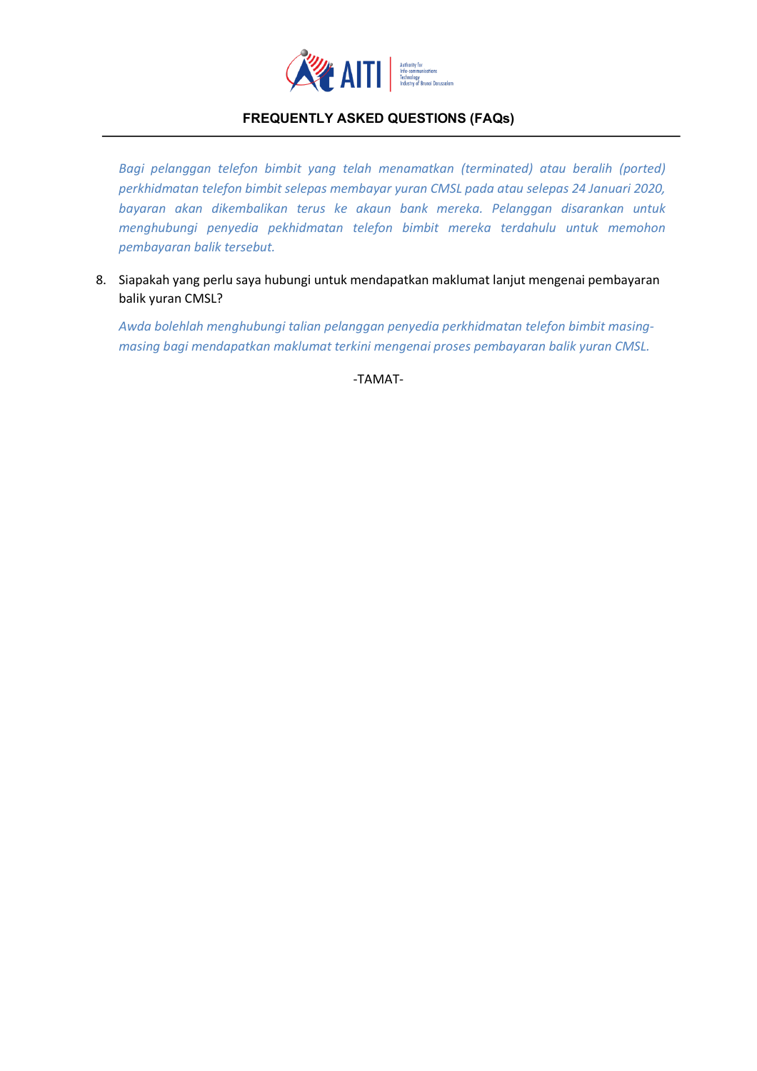*Bagi pelanggan telefon bimbit yang telah menamatkan (terminated) atau beralih (ported) perkhidmatan telefon bimbit selepas membayar yuran CMSL pada atau selepas 24 Januari 2020, bayaran akan dikembalikan terus ke akaun bank mereka. Pelanggan disarankan untuk menghubungi penyedia pekhidmatan telefon bimbit mereka terdahulu untuk memohon pembayaran balik tersebut.*

8. Siapakah yang perlu saya hubungi untuk mendapatkan maklumat lanjut mengenai pembayaran balik yuran CMSL?

   *Awda bolehlah menghubungi talian pelanggan penyedia perkhidmatan telefon bimbit masing-masing bagi mendapatkan maklumat terkini mengenai proses pembayaran balik yuran CMSL.*

-TAMAT-